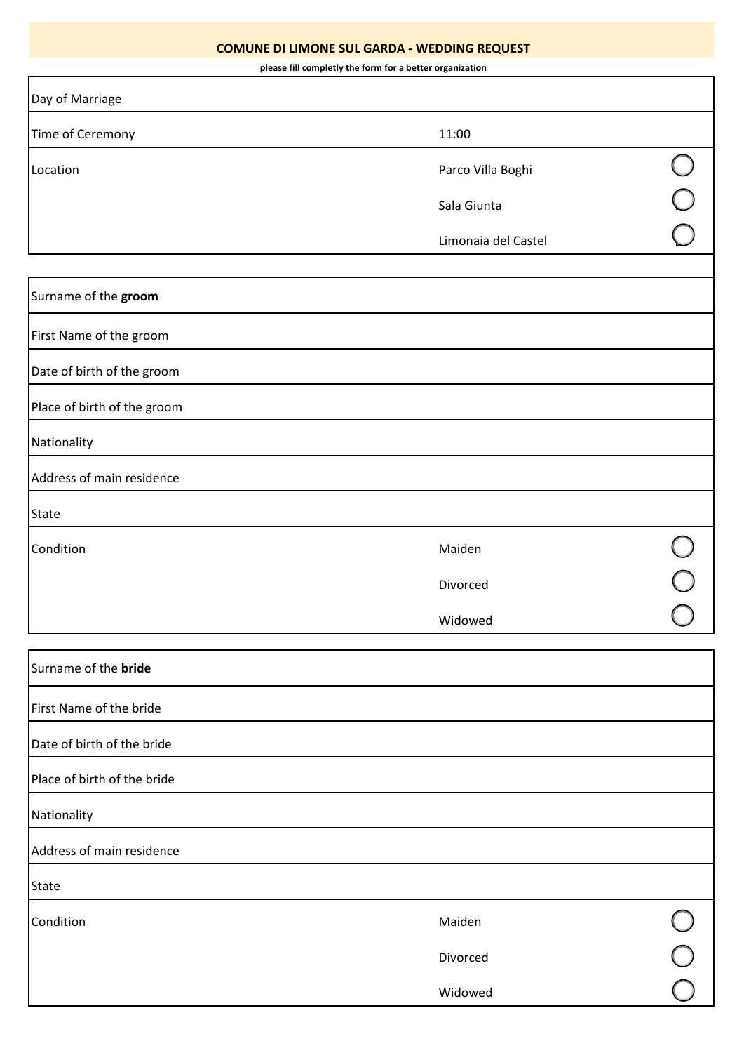## COMUNE DI LIMONE SUL GARDA - WEDDING REQUEST

**please fill completly the form for a better organization**

| | | |
|---|---|---|
| Day of Marriage | | |
| Time of Ceremony | 11:00 | |
| Location | Parco Villa Boghi | ○ |
| | Sala Giunta | ○ |
| | Limonaia del Castel | ○ |

| | | |
|---|---|---|
| Surname of the **groom** | | |
| First Name of the groom | | |
| Date of birth of the groom | | |
| Place of birth of the groom | | |
| Nationality | | |
| Address of main residence | | |
| State | | |
| Condition | Maiden | ○ |
| | Divorced | ○ |
| | Widowed | ○ |

| | | |
|---|---|---|
| Surname of the **bride** | | |
| First Name of the bride | | |
| Date of birth of the bride | | |
| Place of birth of the bride | | |
| Nationality | | |
| Address of main residence | | |
| State | | |
| Condition | Maiden | ○ |
| | Divorced | ○ |
| | Widowed | ○ |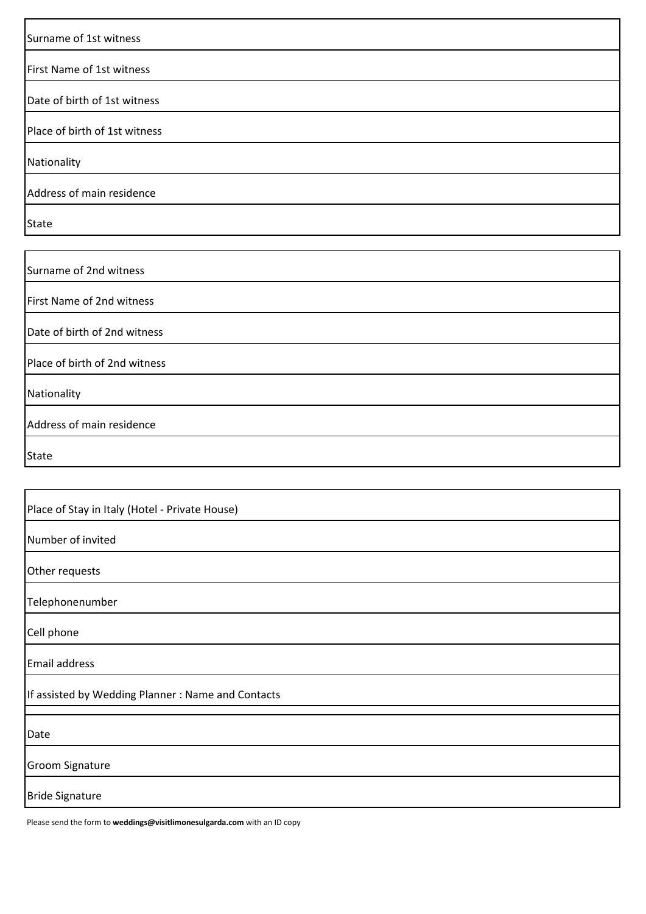| | |
|---|---|
| Surname of 1st witness | |
| First Name of 1st witness | |
| Date of birth of 1st witness | |
| Place of birth of 1st witness | |
| Nationality | |
| Address of main residence | |
| State | |

| | |
|---|---|
| Surname of 2nd witness | |
| First Name of 2nd witness | |
| Date of birth of 2nd witness | |
| Place of birth of 2nd witness | |
| Nationality | |
| Address of main residence | |
| State | |

| | |
|---|---|
| Place of Stay in Italy (Hotel - Private House) | |
| Number of invited | |
| Other requests | |
| Telephonenumber | |
| Cell phone | |
| Email address | |
| If assisted by Wedding Planner : Name and Contacts | |

| | |
|---|---|
| Date | |
| Groom Signature | |
| Bride Signature | |

Please send the form to **weddings@visitlimonesulgarda.com** with an ID copy